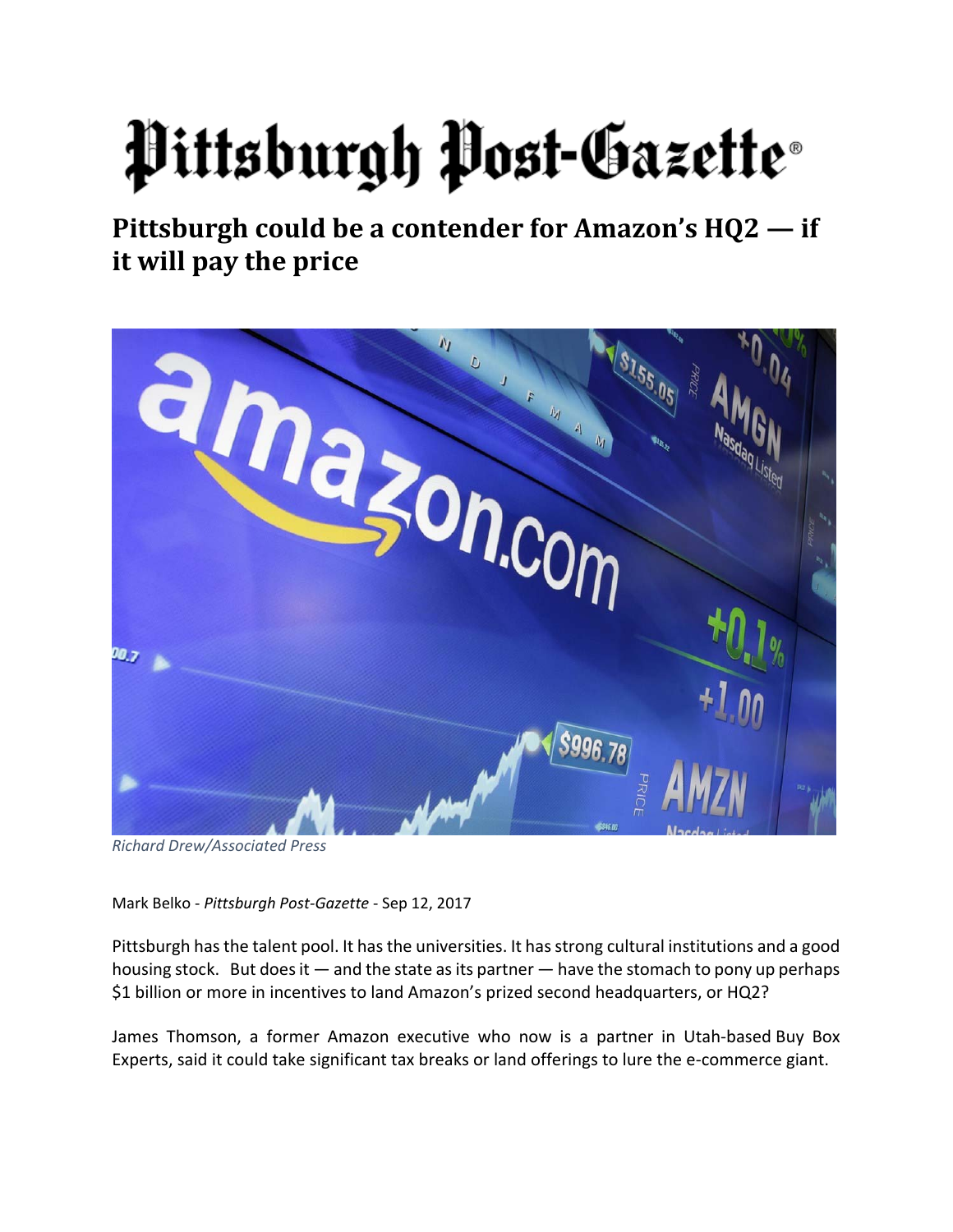# Pittsburgh Post-Gazette

## Pittsburgh could be a contender for Amazon's HQ2 — if it will pay the price

*Richard Drew/Associated Press*

Mark Belko - *Pittsburgh Post-Gazette* - Sep 12, 2017

Pittsburgh has the talent pool. It has the universities. It has strong cultural institutions and a good housing stock. But does it — and the state as its partner — have the stomach to pony up perhaps $1 billion or more in incentives to land Amazon's prized second headquarters, or HQ2?

James Thomson, a former Amazon executive who now is a partner in Utah-based Buy Box Experts, said it could take significant tax breaks or land offerings to lure the e-commerce giant.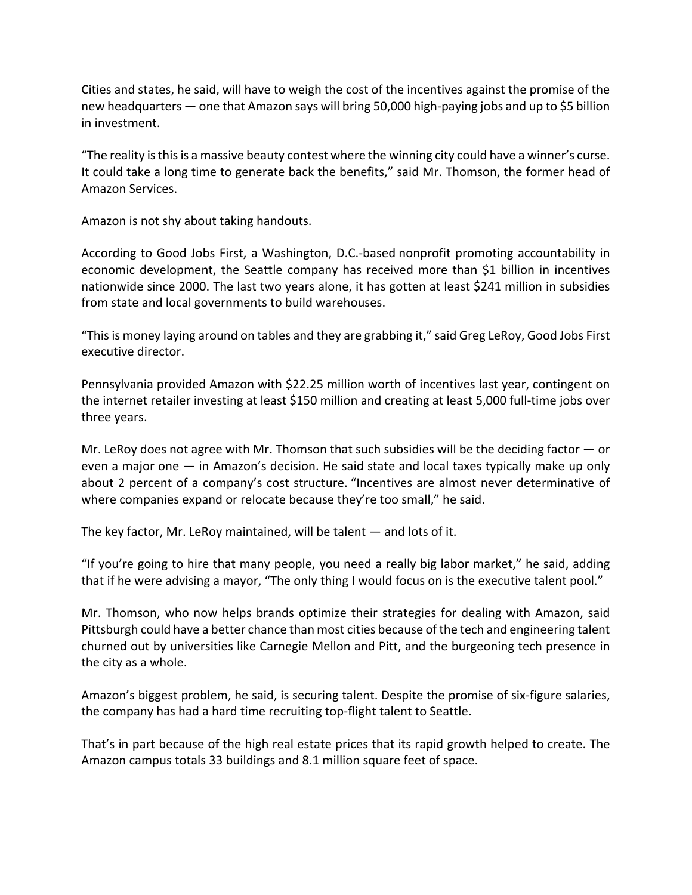Cities and states, he said, will have to weigh the cost of the incentives against the promise of the new headquarters — one that Amazon says will bring 50,000 high-paying jobs and up to $5 billion in investment.

“The reality is this is a massive beauty contest where the winning city could have a winner’s curse. It could take a long time to generate back the benefits,” said Mr. Thomson, the former head of Amazon Services.

Amazon is not shy about taking handouts.

According to Good Jobs First, a Washington, D.C.-based nonprofit promoting accountability in economic development, the Seattle company has received more than $1 billion in incentives nationwide since 2000. The last two years alone, it has gotten at least $241 million in subsidies from state and local governments to build warehouses.

“This is money laying around on tables and they are grabbing it,” said Greg LeRoy, Good Jobs First executive director.

Pennsylvania provided Amazon with $22.25 million worth of incentives last year, contingent on the internet retailer investing at least $150 million and creating at least 5,000 full-time jobs over three years.

Mr. LeRoy does not agree with Mr. Thomson that such subsidies will be the deciding factor — or even a major one — in Amazon’s decision. He said state and local taxes typically make up only about 2 percent of a company’s cost structure. “Incentives are almost never determinative of where companies expand or relocate because they’re too small,” he said.

The key factor, Mr. LeRoy maintained, will be talent — and lots of it.

“If you’re going to hire that many people, you need a really big labor market,” he said, adding that if he were advising a mayor, “The only thing I would focus on is the executive talent pool.”

Mr. Thomson, who now helps brands optimize their strategies for dealing with Amazon, said Pittsburgh could have a better chance than most cities because of the tech and engineering talent churned out by universities like Carnegie Mellon and Pitt, and the burgeoning tech presence in the city as a whole.

Amazon’s biggest problem, he said, is securing talent. Despite the promise of six-figure salaries, the company has had a hard time recruiting top-flight talent to Seattle.

That’s in part because of the high real estate prices that its rapid growth helped to create. The Amazon campus totals 33 buildings and 8.1 million square feet of space.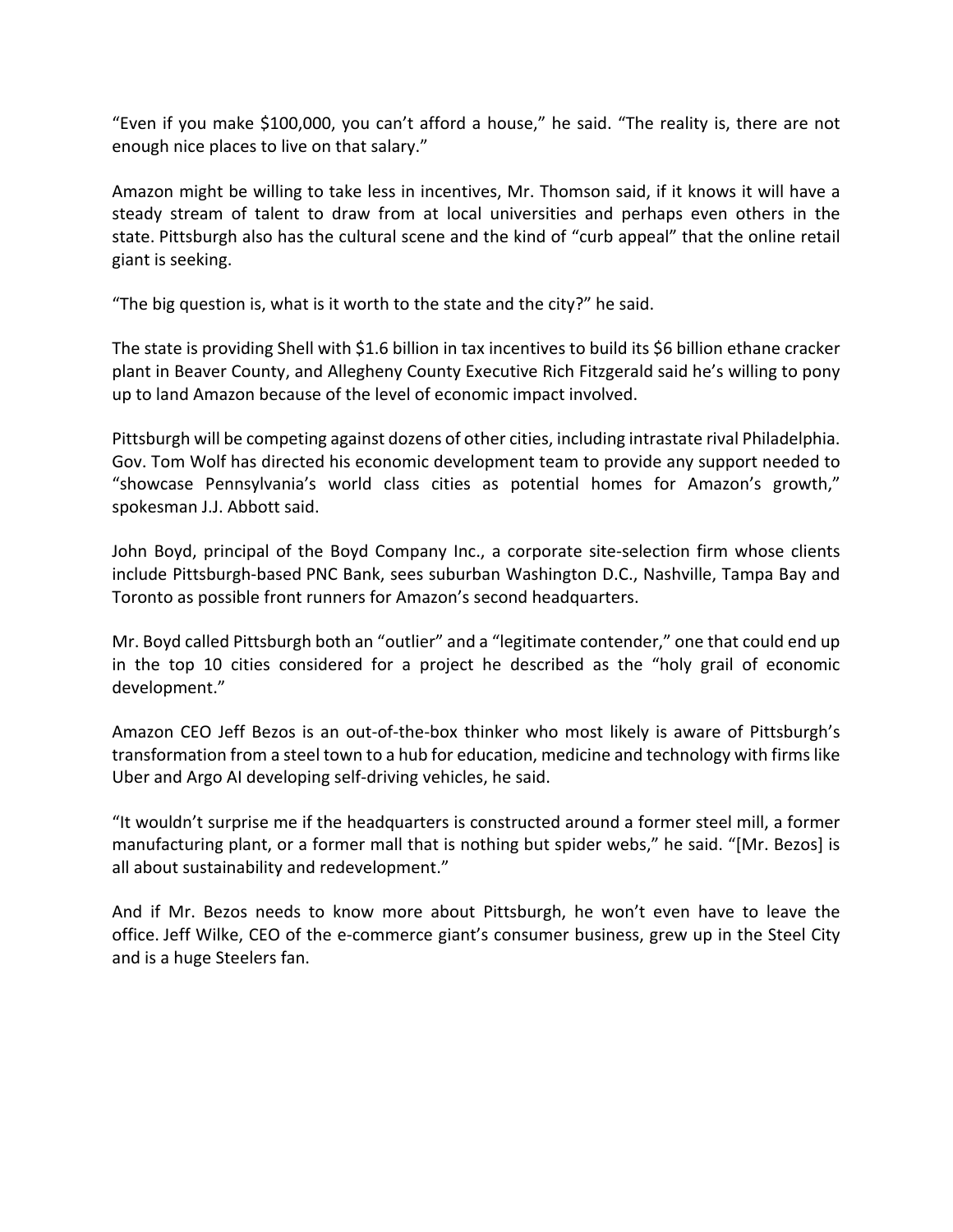“Even if you make $100,000, you can’t afford a house,” he said. “The reality is, there are not enough nice places to live on that salary.”

Amazon might be willing to take less in incentives, Mr. Thomson said, if it knows it will have a steady stream of talent to draw from at local universities and perhaps even others in the state. Pittsburgh also has the cultural scene and the kind of “curb appeal” that the online retail giant is seeking.

“The big question is, what is it worth to the state and the city?” he said.

The state is providing Shell with $1.6 billion in tax incentives to build its $6 billion ethane cracker plant in Beaver County, and Allegheny County Executive Rich Fitzgerald said he’s willing to pony up to land Amazon because of the level of economic impact involved.

Pittsburgh will be competing against dozens of other cities, including intrastate rival Philadelphia. Gov. Tom Wolf has directed his economic development team to provide any support needed to “showcase Pennsylvania’s world class cities as potential homes for Amazon’s growth,” spokesman J.J. Abbott said.

John Boyd, principal of the Boyd Company Inc., a corporate site-selection firm whose clients include Pittsburgh-based PNC Bank, sees suburban Washington D.C., Nashville, Tampa Bay and Toronto as possible front runners for Amazon’s second headquarters.

Mr. Boyd called Pittsburgh both an “outlier” and a “legitimate contender,” one that could end up in the top 10 cities considered for a project he described as the “holy grail of economic development.”

Amazon CEO Jeff Bezos is an out-of-the-box thinker who most likely is aware of Pittsburgh’s transformation from a steel town to a hub for education, medicine and technology with firms like Uber and Argo AI developing self-driving vehicles, he said.

“It wouldn’t surprise me if the headquarters is constructed around a former steel mill, a former manufacturing plant, or a former mall that is nothing but spider webs,” he said. “[Mr. Bezos] is all about sustainability and redevelopment.”

And if Mr. Bezos needs to know more about Pittsburgh, he won’t even have to leave the office. Jeff Wilke, CEO of the e-commerce giant’s consumer business, grew up in the Steel City and is a huge Steelers fan.